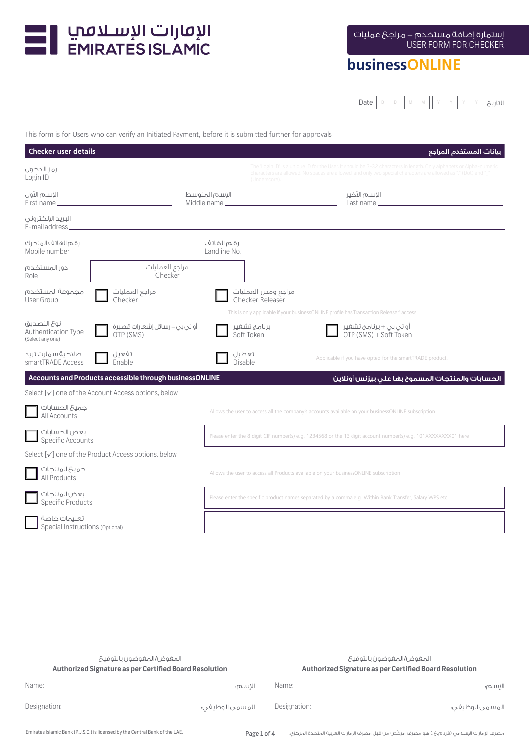# الإمارات الإسلامي
# EMIRATES ISLAMIC

إستمارة إضافة مستخدم – مراجع عمليات
USER FORM FOR CHECKER

**businessONLINE**

Date D D M M Y Y Y Y التاريخ

This form is for Users who can verify an Initiated Payment, before it is submitted further for approvals

## Checker user details — بيانات المستخدم المراجع

رمز الدخول
Login ID ____________________

The 'Login ID' is a unique ID for the User. It should be 3-32 characters in length. Only alphabets or Alpha-numeric characters are allowed. No spaces are allowed and only two special characters are allowed as "." (Dot) and "_" (Underscore).

الإسم الأول
First name ____________________

الإسم المتوسط
Middle name ____________________

الإسم الأخير
Last name ____________________

البريد الإلكتروني
E-mail address ____________________

رقم الهاتف المتحرك
Mobile number ____________________

رقم الهاتف
Landline No. ____________________

دور المستخدم
Role: مراجع العمليات / Checker

مجموعة المستخدم
User Group
- ☐ مراجع العمليات / Checker
- ☐ مراجع ومحرر العمليات / Checker Releaser

This is only applicable if your businessONLINE profile has 'Transaction Releaser' access

نوع التصديق
Authentication Type
(Select any one)
- ☐ أو تي بي – رسائل إشعارات قصيرة / OTP (SMS)
- ☐ برنامج تشفير / Soft Token
- ☐ أو تي بي + برنامج تشفير / OTP (SMS) + Soft Token

صلاحية سمارت تريد
smartTRADE Access
- ☐ تفعيل / Enable
- ☐ تعطيل / Disable

Applicable if you have opted for the smartTRADE product.

## Accounts and Products accessible through businessONLINE — الحسابات والمنتجات المسموح بها على بيزنس أونلاين

Select [✓] one of the Account Access options, below

- ☐ جميع الحسابات / All Accounts — Allows the user to access all the company's accounts available on your businessONLINE subscription
- ☐ بعض الحسابات / Specific Accounts — Please enter the 8 digit CIF number(s) e.g. 1234568 or the 13 digit account number(s) e.g. 101XXXXXXXX01 here

Select [✓] one of the Product Access options, below

- ☐ جميع المنتجات / All Products — Allows the user to access all Products available on your businessONLINE subscription
- ☐ بعض المنتجات / Specific Products — Please enter the specific product names separated by a comma e.g. Within Bank Transfer, Salary WPS etc.
- ☐ تعليمات خاصة / Special Instructions (Optional) ____________________

| المفوض/المفوضون بالتوقيع<br>**Authorized Signature as per Certified Board Resolution** | المفوض/المفوضون بالتوقيع<br>**Authorized Signature as per Certified Board Resolution** |
|---|---|
| Name: ____________ :الإسم | Name: ____________ :الإسم |
| Designation: ____________ :المسمى الوظيفي | Designation: ____________ :المسمى الوظيفي |

Emirates Islamic Bank (P.J.S.C.) is licensed by the Central Bank of the UAE.

مصرف الإمارات الإسلامي (ش.م.ع.) هو مصرف مرخص من قبل مصرف الإمارات العربية المتحدة المركزي.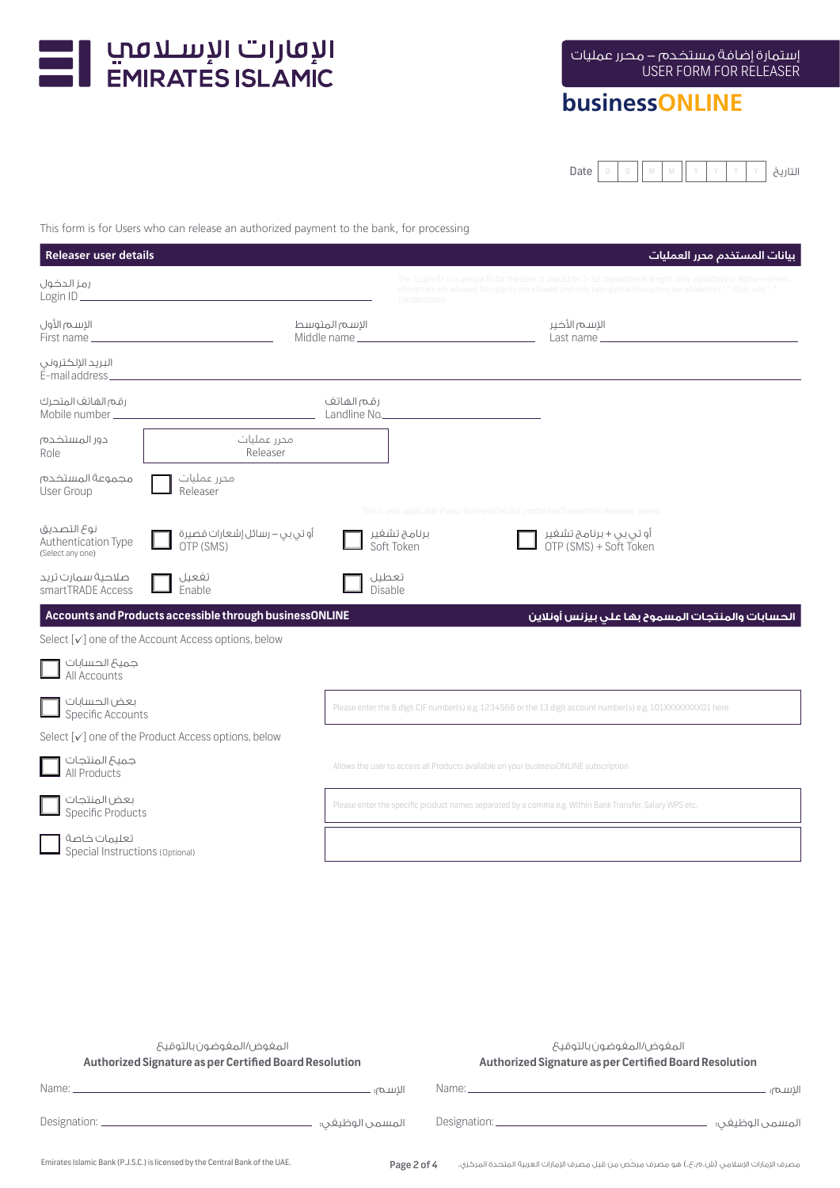الإمارات الإسلامي
EMIRATES ISLAMIC

إستمارة إضافة مستخدم – محرر عمليات
USER FORM FOR RELEASER

**businessONLINE**

Date D D M M Y Y Y Y التاريخ

This form is for Users who can release an authorized payment to the bank, for processing

## Releaser user details — بيانات المستخدم محرر العمليات

رمز الدخول
Login ID ______________________

The 'Login ID' is a unique ID for the User. It should be 3-32 characters in length. Only alphabets or Alpha-numeric characters are allowed. No spaces are allowed and only two special characters are allowed as "." (Dot) and "_" (Underscore).

الإسم الأول
First name ______________________

الإسم المتوسط
Middle name ______________________

الإسم الأخير
Last name ______________________

البريد الإلكتروني
E-mail address ______________________

رقم الهاتف المتحرك
Mobile number ______________________

رقم الهاتف
Landline No. ______________________

دور المستخدم
Role: محرر عمليات Releaser

مجموعة المستخدم
User Group: ☐ محرر عمليات Releaser

This is only applicable if your businessONLINE profile has 'Transaction Releaser' access

نوع التصديق
Authentication Type (Select any one)
☐ أو تي بي – رسائل إشعارات قصيرة OTP (SMS)
☐ برنامج تشغيل Soft Token
☐ أو تي بي + برنامج تشغيل OTP (SMS) + Soft Token

صلاحية سمارت تريد
smartTRADE Access
☐ تفعيل Enable
☐ تعطيل Disable

## Accounts and Products accessible through businessONLINE — الحسابات والمنتجات المسموح بها على بيزنس أونلاين

Select [✓] one of the Account Access options, below

☐ جميع الحسابات All Accounts

☐ بعض الحسابات Specific Accounts — Please enter the 8 digit CIF number(s) e.g. 1234568 or the 13 digit account number(s) e.g. 101XXXXXXXX01 here

Select [✓] one of the Product Access options, below

☐ جميع المنتجات All Products — Allows the user to access all Products available on your businessONLINE subscription

☐ بعض المنتجات Specific Products — Please enter the specific product names separated by a comma e.g. Within Bank Transfer, Salary WPS etc.

☐ تعليمات خاصة Special Instructions (Optional)

---

| المفوض/المفوضون بالتوقيع<br>**Authorized Signature as per Certified Board Resolution** | المفوض/المفوضون بالتوقيع<br>**Authorized Signature as per Certified Board Resolution** |
|---|---|
| Name: ______________ :الإسم | Name: ______________ :الإسم |
| Designation: ______________ :المسمى الوظيفي | Designation: ______________ :المسمى الوظيفي |

Emirates Islamic Bank (P.J.S.C.) is licensed by the Central Bank of the UAE.

مصرف الإمارات الإسلامي (ش.م.ع.) هو مصرف مرخص من قبل مصرف الإمارات العربية المتحدة المركزي.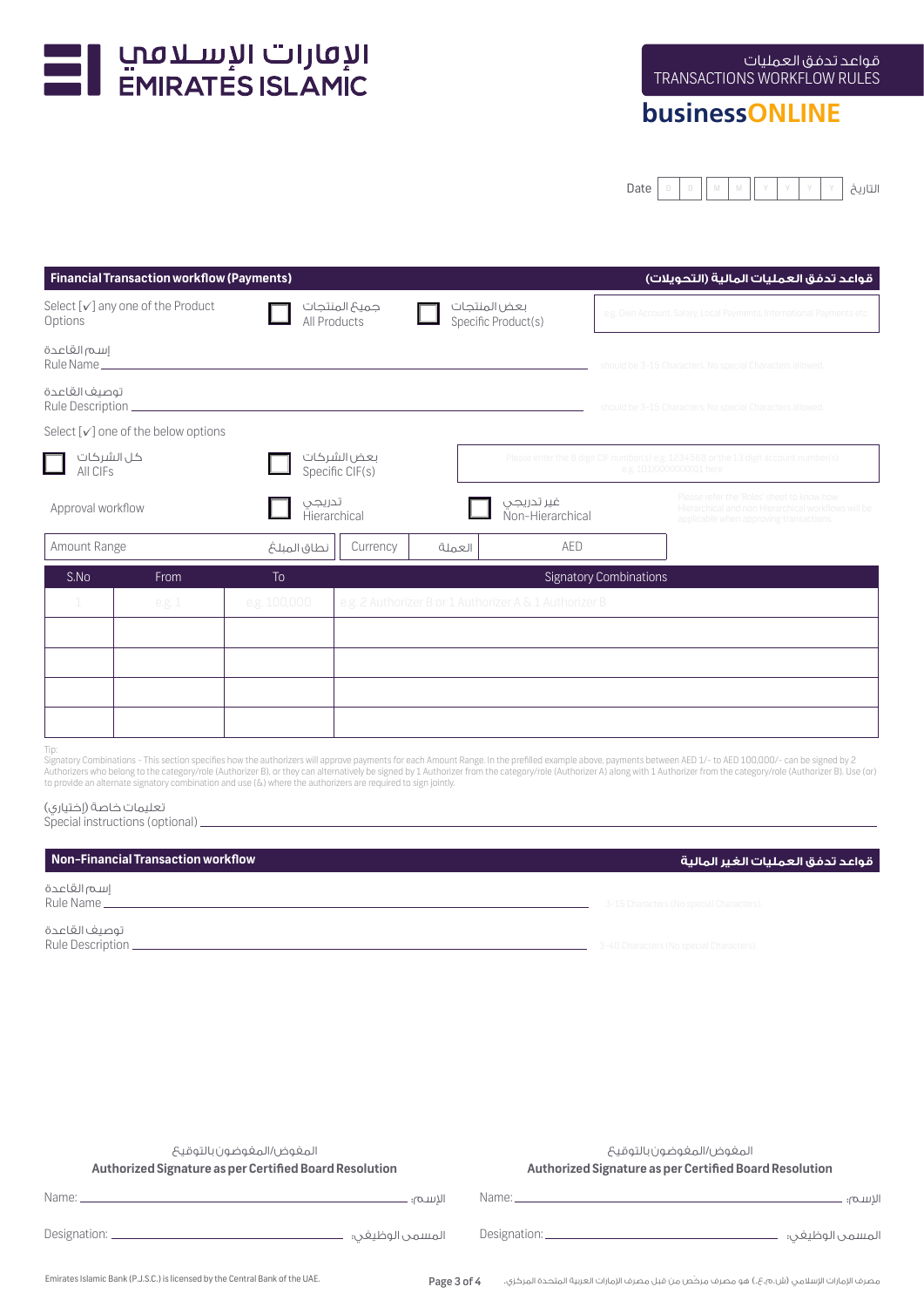# الإمارات الإسلامي
# EMIRATES ISLAMIC

قواعد تدفق العمليات
TRANSACTIONS WORKFLOW RULES

**businessONLINE**

Date | D | D | M | M | Y | Y | Y | Y | التاريخ

## Financial Transaction workflow (Payments) — قواعد تدفق العمليات المالية (التحويلات)

Select [✓] any one of the Product Options

☐ جميع المنتجات All Products ☐ بعض المنتجات Specific Product(s)

e.g. Own Account, Salary, Local Payments, International Payments etc.

إسم القاعدة
Rule Name ______________________ should be 3-15 Characters. No special Characters allowed

توصيف القاعدة
Rule Description ______________________ should be 3-15 Characters. No special Characters allowed

Select [✓] one of the below options

☐ كل الشركات All CIFs ☐ بعض الشركات Specific CIF(s)

Please enter the 8 digit CIF number(s) e.g. 1234568 or the 13 digit account number(s) e.g. 101XXXXXXXX01 here

Approval workflow ☐ تدريجي Hierarchical ☐ غير تدريجي Non-Hierarchical

Please refer the 'Roles' sheet to know how Hierarchical and non Hierarchical workflows will be applicable when approving transactions.

| Amount Range | نطاق المبلغ | Currency | العملة | AED |
|---|---|---|---|---|

| S.No | From | To | Signatory Combinations |
|---|---|---|---|
| 1 | e.g. 1 | e.g. 100,000 | e.g. 2 Authorizer B or 1 Authorizer A & 1 Authorizer B |
| | | | |
| | | | |
| | | | |
| | | | |

Tip:
Signatory Combinations - This section specifies how the authorizers will approve payments for each Amount Range. In the prefilled example above, payments between AED 1/- to AED 100,000/- can be signed by 2 Authorizers who belong to the category/role (Authorizer B), or they can alternatively be signed by 1 Authorizer from the category/role (Authorizer A) along with 1 Authorizer from the category/role (Authorizer B). Use (or) to provide an alternate signatory combination and use (&) where the authorizers are required to sign jointly.

تعليمات خاصة (إختياري)
Special instructions (optional) ______________________

## Non-Financial Transaction workflow — قواعد تدفق العمليات الغير المالية

إسم القاعدة
Rule Name ______________________ 3-15 Characters (No special Characters)

توصيف القاعدة
Rule Description ______________________ 3-40 Characters (No special Characters)

المفوض/المفوضون بالتوقيع
**Authorized Signature as per Certified Board Resolution**

Name: ______________________ :الإسم

Designation: ______________________ :المسمى الوظيفي

المفوض/المفوضون بالتوقيع
**Authorized Signature as per Certified Board Resolution**

Name: ______________________ :الإسم

Designation: ______________________ :المسمى الوظيفي

Emirates Islamic Bank (P.J.S.C.) is licensed by the Central Bank of the UAE.

مصرف الإمارات الإسلامي (ش.م.ع.) هو مصرف مرخص من قبل مصرف الإمارات العربية المتحدة المركزي.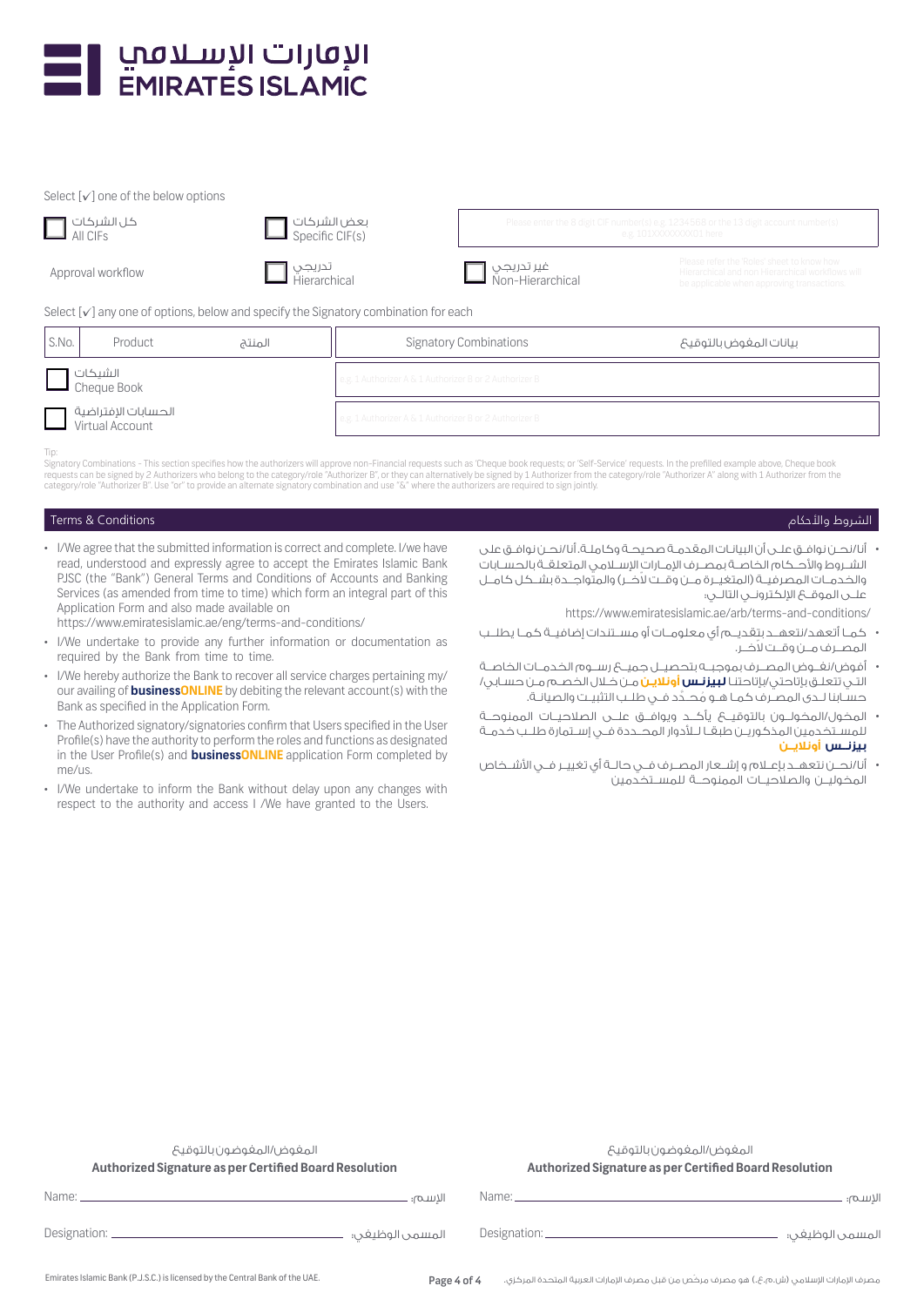# الإمارات الإسلامي
# EMIRATES ISLAMIC

Select [✓] one of the below options

| | | |
|---|---|---|
| ☐ كل الشركات All CIFs | ☐ بعض الشركات Specific CIF(s) | Please enter the 8 digit CIF number(s) e.g. 12345678 or the 13 digit account number(s) e.g. 101XXXXXXXX01 here |
| Approval workflow | ☐ تدريجي Hierarchical | ☐ غير تدريجي Non-Hierarchical — Please refer the 'Roles' sheet to know how Hierarchical and non-Hierarchical workflows will be applicable when approving transactions. |

Select [✓] any one of options, below and specify the Signatory combination for each

| S.No. | Product | المنتج | Signatory Combinations | بيانات المفوض بالتوقيع |
|---|---|---|---|---|
| ☐ | الشيكات Cheque Book | | e.g. 1 Authorizer A & 1 Authorizer B or 2 Authorizer B | |
| ☐ | الحسابات الإفتراضية Virtual Account | | e.g. 1 Authorizer A & 1 Authorizer B or 2 Authorizer B | |

Tip:
Signatory Combinations - This section specifies how the authorizers will approve non-Financial requests such as 'Cheque book requests; or 'Self-Service' requests. In the prefilled example above, Cheque book requests can be signed by 2 Authorizers who belong to the category/role "Authorizer B", or they can alternatively be signed by 1 Authorizer from the category/role "Authorizer A" along with 1 Authorizer from the category/role "Authorizer B". Use "or" to provide an alternate signatory combination and use "&" where the authorizers are required to sign jointly.

## Terms & Conditions | الشروط والأحكام

- I/We agree that the submitted information is correct and complete. I/we have read, understood and expressly agree to accept the Emirates Islamic Bank PJSC (the "Bank") General Terms and Conditions of Accounts and Banking Services (as amended from time to time) which form an integral part of this Application Form and also made available on https://www.emiratesislamic.ae/eng/terms-and-conditions/
- I/We undertake to provide any further information or documentation as required by the Bank from time to time.
- I/We hereby authorize the Bank to recover all service charges pertaining my/our availing of **businessONLINE** by debiting the relevant account(s) with the Bank as specified in the Application Form.
- The Authorized signatory/signatories confirm that Users specified in the User Profile(s) have the authority to perform the roles and functions as designated in the User Profile(s) and **businessONLINE** application Form completed by me/us.
- I/We undertake to inform the Bank without delay upon any changes with respect to the authority and access I /We have granted to the Users.

- أنا/نحن نوافق على أن البيانات المقدمة صحيحة وكاملة. أنا/نحن نوافق على الشروط والأحكام الخاصة بمصرف الإمارات الإسلامي المتعلقة بالحسابات والخدمات المصرفية (المتغيرة من وقت لآخر) والمتواجدة بشكل كامل على الموقع الإلكتروني التالي: https://www.emiratesislamic.ae/arb/terms-and-conditions/
- كما أتعهد/نتعهد بتقديم أي معلومات أو مستندات إضافية كما يطلب المصرف من وقت لآخر.
- أفوض/نفوض المصرف بموجبه بتحصيل جميع رسوم الخدمات الخاصة التي تتعلق بإتاحتي/إتاحتنا **بيزنس أونلاين** من خلال الخصم من حسابي/حسابنا لدى المصرف كما هو محدد في طلب التثبيت والصيانة.
- المخول/المخولون بالتوقيع يأكد ويوافق على الصلاحيات الممنوحة للمستخدمين المذكورين طبقا للأدوار المحددة في إستمارة طلب خدمة **بيزنس أونلاين**
- أنا/نحن نتعهد بإعلام و إشعار المصرف في حالة أي تغيير في الأشخاص المخولين والصلاحيات الممنوحة للمستخدمين

| المفوض/المفوضون بالتوقيع<br>**Authorized Signature as per Certified Board Resolution** | المفوض/المفوضون بالتوقيع<br>**Authorized Signature as per Certified Board Resolution** |
|---|---|
| Name: ______________ :الإسم | Name: ______________ :الإسم |
| Designation: ______________ :المسمى الوظيفي | Designation: ______________ :المسمى الوظيفي |

Emirates Islamic Bank (P.J.S.C.) is licensed by the Central Bank of the UAE.

مصرف الإمارات الإسلامي (ش.م.ع.) هو مصرف مرخص من قبل مصرف الإمارات العربية المتحدة المركزي.